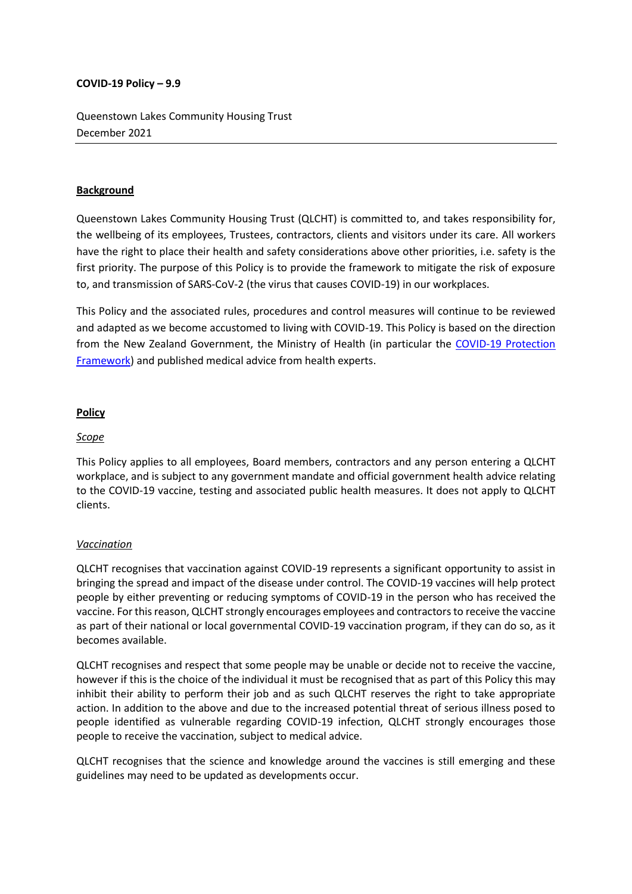**COVID-19 Policy – 9.9**

Queenstown Lakes Community Housing Trust
December 2021

---

## Background

Queenstown Lakes Community Housing Trust (QLCHT) is committed to, and takes responsibility for, the wellbeing of its employees, Trustees, contractors, clients and visitors under its care. All workers have the right to place their health and safety considerations above other priorities, i.e. safety is the first priority. The purpose of this Policy is to provide the framework to mitigate the risk of exposure to, and transmission of SARS-CoV-2 (the virus that causes COVID-19) in our workplaces.

This Policy and the associated rules, procedures and control measures will continue to be reviewed and adapted as we become accustomed to living with COVID-19. This Policy is based on the direction from the New Zealand Government, the Ministry of Health (in particular the COVID-19 Protection Framework) and published medical advice from health experts.

## Policy

### *Scope*

This Policy applies to all employees, Board members, contractors and any person entering a QLCHT workplace, and is subject to any government mandate and official government health advice relating to the COVID-19 vaccine, testing and associated public health measures. It does not apply to QLCHT clients.

### *Vaccination*

QLCHT recognises that vaccination against COVID-19 represents a significant opportunity to assist in bringing the spread and impact of the disease under control. The COVID-19 vaccines will help protect people by either preventing or reducing symptoms of COVID-19 in the person who has received the vaccine. For this reason, QLCHT strongly encourages employees and contractors to receive the vaccine as part of their national or local governmental COVID-19 vaccination program, if they can do so, as it becomes available.

QLCHT recognises and respect that some people may be unable or decide not to receive the vaccine, however if this is the choice of the individual it must be recognised that as part of this Policy this may inhibit their ability to perform their job and as such QLCHT reserves the right to take appropriate action. In addition to the above and due to the increased potential threat of serious illness posed to people identified as vulnerable regarding COVID-19 infection, QLCHT strongly encourages those people to receive the vaccination, subject to medical advice.

QLCHT recognises that the science and knowledge around the vaccines is still emerging and these guidelines may need to be updated as developments occur.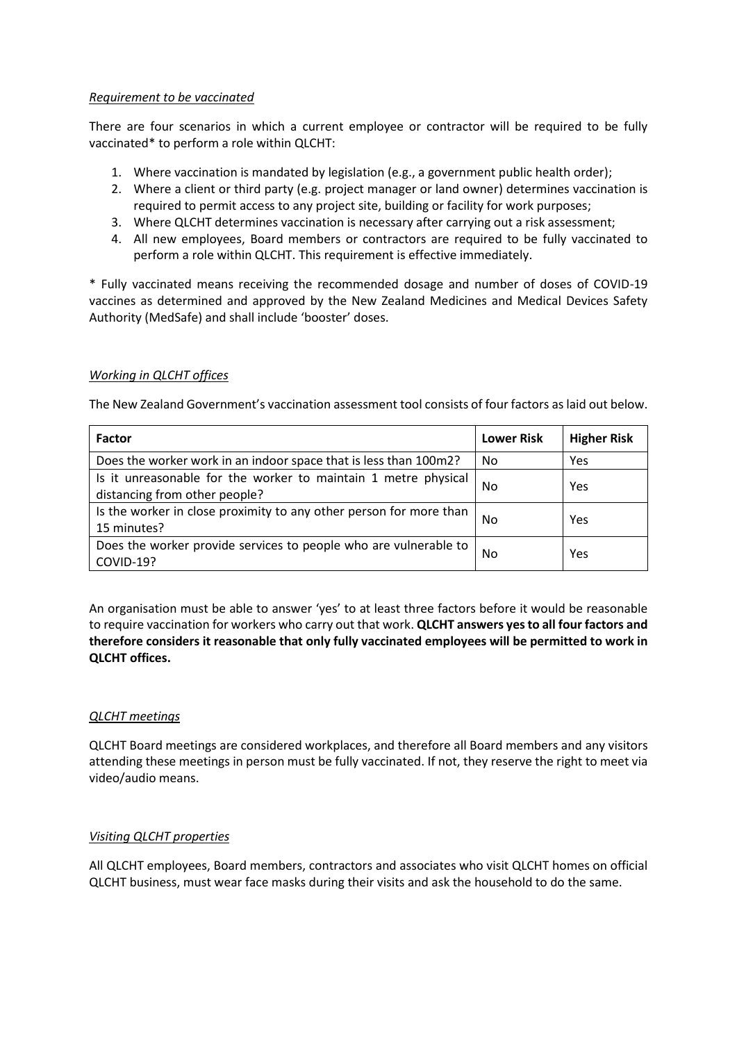*Requirement to be vaccinated*

There are four scenarios in which a current employee or contractor will be required to be fully vaccinated* to perform a role within QLCHT:

1. Where vaccination is mandated by legislation (e.g., a government public health order);
2. Where a client or third party (e.g. project manager or land owner) determines vaccination is required to permit access to any project site, building or facility for work purposes;
3. Where QLCHT determines vaccination is necessary after carrying out a risk assessment;
4. All new employees, Board members or contractors are required to be fully vaccinated to perform a role within QLCHT. This requirement is effective immediately.

* Fully vaccinated means receiving the recommended dosage and number of doses of COVID-19 vaccines as determined and approved by the New Zealand Medicines and Medical Devices Safety Authority (MedSafe) and shall include 'booster' doses.

*Working in QLCHT offices*

The New Zealand Government's vaccination assessment tool consists of four factors as laid out below.

| Factor | Lower Risk | Higher Risk |
|---|---|---|
| Does the worker work in an indoor space that is less than 100m2? | No | Yes |
| Is it unreasonable for the worker to maintain 1 metre physical distancing from other people? | No | Yes |
| Is the worker in close proximity to any other person for more than 15 minutes? | No | Yes |
| Does the worker provide services to people who are vulnerable to COVID-19? | No | Yes |

An organisation must be able to answer 'yes' to at least three factors before it would be reasonable to require vaccination for workers who carry out that work. **QLCHT answers yes to all four factors and therefore considers it reasonable that only fully vaccinated employees will be permitted to work in QLCHT offices.**

*QLCHT meetings*

QLCHT Board meetings are considered workplaces, and therefore all Board members and any visitors attending these meetings in person must be fully vaccinated. If not, they reserve the right to meet via video/audio means.

*Visiting QLCHT properties*

All QLCHT employees, Board members, contractors and associates who visit QLCHT homes on official QLCHT business, must wear face masks during their visits and ask the household to do the same.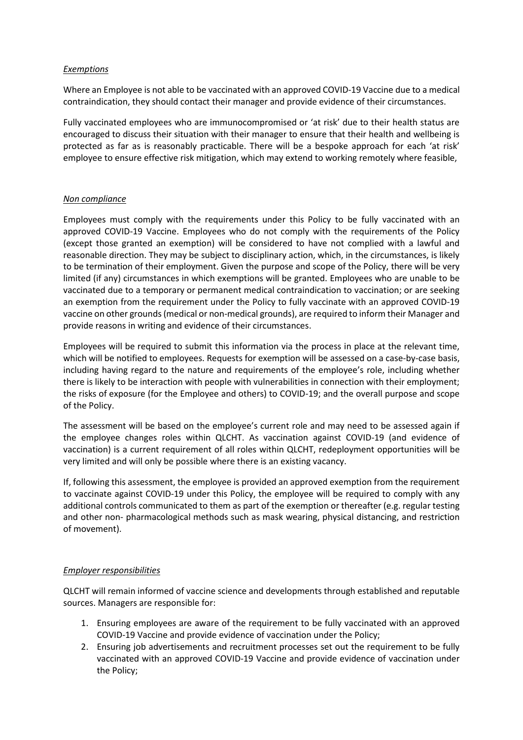*Exemptions*

Where an Employee is not able to be vaccinated with an approved COVID-19 Vaccine due to a medical contraindication, they should contact their manager and provide evidence of their circumstances.

Fully vaccinated employees who are immunocompromised or 'at risk' due to their health status are encouraged to discuss their situation with their manager to ensure that their health and wellbeing is protected as far as is reasonably practicable. There will be a bespoke approach for each 'at risk' employee to ensure effective risk mitigation, which may extend to working remotely where feasible,

*Non compliance*

Employees must comply with the requirements under this Policy to be fully vaccinated with an approved COVID-19 Vaccine. Employees who do not comply with the requirements of the Policy (except those granted an exemption) will be considered to have not complied with a lawful and reasonable direction. They may be subject to disciplinary action, which, in the circumstances, is likely to be termination of their employment. Given the purpose and scope of the Policy, there will be very limited (if any) circumstances in which exemptions will be granted. Employees who are unable to be vaccinated due to a temporary or permanent medical contraindication to vaccination; or are seeking an exemption from the requirement under the Policy to fully vaccinate with an approved COVID-19 vaccine on other grounds (medical or non-medical grounds), are required to inform their Manager and provide reasons in writing and evidence of their circumstances.

Employees will be required to submit this information via the process in place at the relevant time, which will be notified to employees. Requests for exemption will be assessed on a case-by-case basis, including having regard to the nature and requirements of the employee's role, including whether there is likely to be interaction with people with vulnerabilities in connection with their employment; the risks of exposure (for the Employee and others) to COVID-19; and the overall purpose and scope of the Policy.

The assessment will be based on the employee's current role and may need to be assessed again if the employee changes roles within QLCHT. As vaccination against COVID-19 (and evidence of vaccination) is a current requirement of all roles within QLCHT, redeployment opportunities will be very limited and will only be possible where there is an existing vacancy.

If, following this assessment, the employee is provided an approved exemption from the requirement to vaccinate against COVID-19 under this Policy, the employee will be required to comply with any additional controls communicated to them as part of the exemption or thereafter (e.g. regular testing and other non- pharmacological methods such as mask wearing, physical distancing, and restriction of movement).

*Employer responsibilities*

QLCHT will remain informed of vaccine science and developments through established and reputable sources. Managers are responsible for:

1. Ensuring employees are aware of the requirement to be fully vaccinated with an approved COVID-19 Vaccine and provide evidence of vaccination under the Policy;
2. Ensuring job advertisements and recruitment processes set out the requirement to be fully vaccinated with an approved COVID-19 Vaccine and provide evidence of vaccination under the Policy;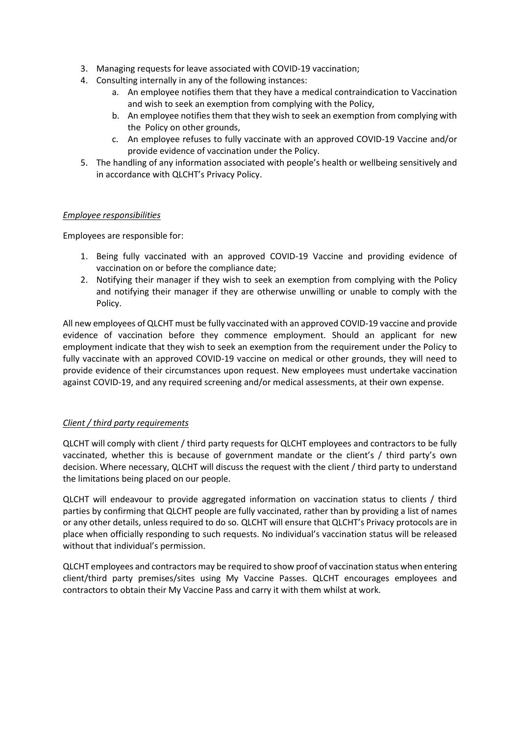3. Managing requests for leave associated with COVID-19 vaccination;
4. Consulting internally in any of the following instances:
    a. An employee notifies them that they have a medical contraindication to Vaccination and wish to seek an exemption from complying with the Policy,
    b. An employee notifies them that they wish to seek an exemption from complying with the Policy on other grounds,
    c. An employee refuses to fully vaccinate with an approved COVID-19 Vaccine and/or provide evidence of vaccination under the Policy.
5. The handling of any information associated with people's health or wellbeing sensitively and in accordance with QLCHT's Privacy Policy.

*Employee responsibilities*

Employees are responsible for:

1. Being fully vaccinated with an approved COVID-19 Vaccine and providing evidence of vaccination on or before the compliance date;
2. Notifying their manager if they wish to seek an exemption from complying with the Policy and notifying their manager if they are otherwise unwilling or unable to comply with the Policy.

All new employees of QLCHT must be fully vaccinated with an approved COVID-19 vaccine and provide evidence of vaccination before they commence employment. Should an applicant for new employment indicate that they wish to seek an exemption from the requirement under the Policy to fully vaccinate with an approved COVID-19 vaccine on medical or other grounds, they will need to provide evidence of their circumstances upon request. New employees must undertake vaccination against COVID-19, and any required screening and/or medical assessments, at their own expense.

*Client / third party requirements*

QLCHT will comply with client / third party requests for QLCHT employees and contractors to be fully vaccinated, whether this is because of government mandate or the client's / third party's own decision. Where necessary, QLCHT will discuss the request with the client / third party to understand the limitations being placed on our people.

QLCHT will endeavour to provide aggregated information on vaccination status to clients / third parties by confirming that QLCHT people are fully vaccinated, rather than by providing a list of names or any other details, unless required to do so. QLCHT will ensure that QLCHT's Privacy protocols are in place when officially responding to such requests. No individual's vaccination status will be released without that individual's permission.

QLCHT employees and contractors may be required to show proof of vaccination status when entering client/third party premises/sites using My Vaccine Passes. QLCHT encourages employees and contractors to obtain their My Vaccine Pass and carry it with them whilst at work.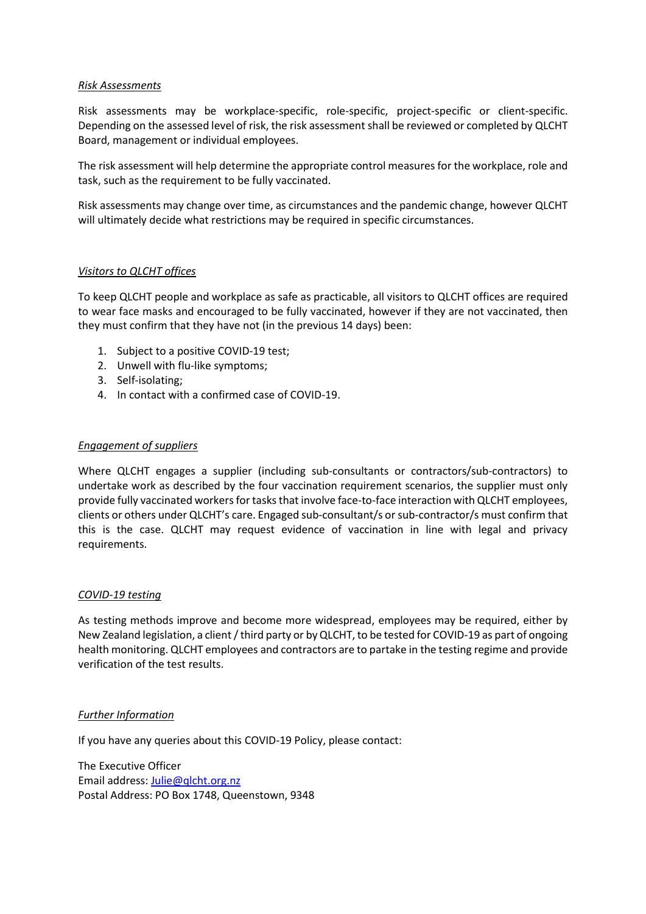*Risk Assessments*

Risk assessments may be workplace-specific, role-specific, project-specific or client-specific. Depending on the assessed level of risk, the risk assessment shall be reviewed or completed by QLCHT Board, management or individual employees.

The risk assessment will help determine the appropriate control measures for the workplace, role and task, such as the requirement to be fully vaccinated.

Risk assessments may change over time, as circumstances and the pandemic change, however QLCHT will ultimately decide what restrictions may be required in specific circumstances.

*Visitors to QLCHT offices*

To keep QLCHT people and workplace as safe as practicable, all visitors to QLCHT offices are required to wear face masks and encouraged to be fully vaccinated, however if they are not vaccinated, then they must confirm that they have not (in the previous 14 days) been:

1. Subject to a positive COVID-19 test;
2. Unwell with flu-like symptoms;
3. Self-isolating;
4. In contact with a confirmed case of COVID-19.

*Engagement of suppliers*

Where QLCHT engages a supplier (including sub-consultants or contractors/sub-contractors) to undertake work as described by the four vaccination requirement scenarios, the supplier must only provide fully vaccinated workers for tasks that involve face-to-face interaction with QLCHT employees, clients or others under QLCHT's care. Engaged sub-consultant/s or sub-contractor/s must confirm that this is the case. QLCHT may request evidence of vaccination in line with legal and privacy requirements.

*COVID-19 testing*

As testing methods improve and become more widespread, employees may be required, either by New Zealand legislation, a client / third party or by QLCHT, to be tested for COVID-19 as part of ongoing health monitoring. QLCHT employees and contractors are to partake in the testing regime and provide verification of the test results.

*Further Information*

If you have any queries about this COVID-19 Policy, please contact:

The Executive Officer
Email address: Julie@qlcht.org.nz
Postal Address: PO Box 1748, Queenstown, 9348